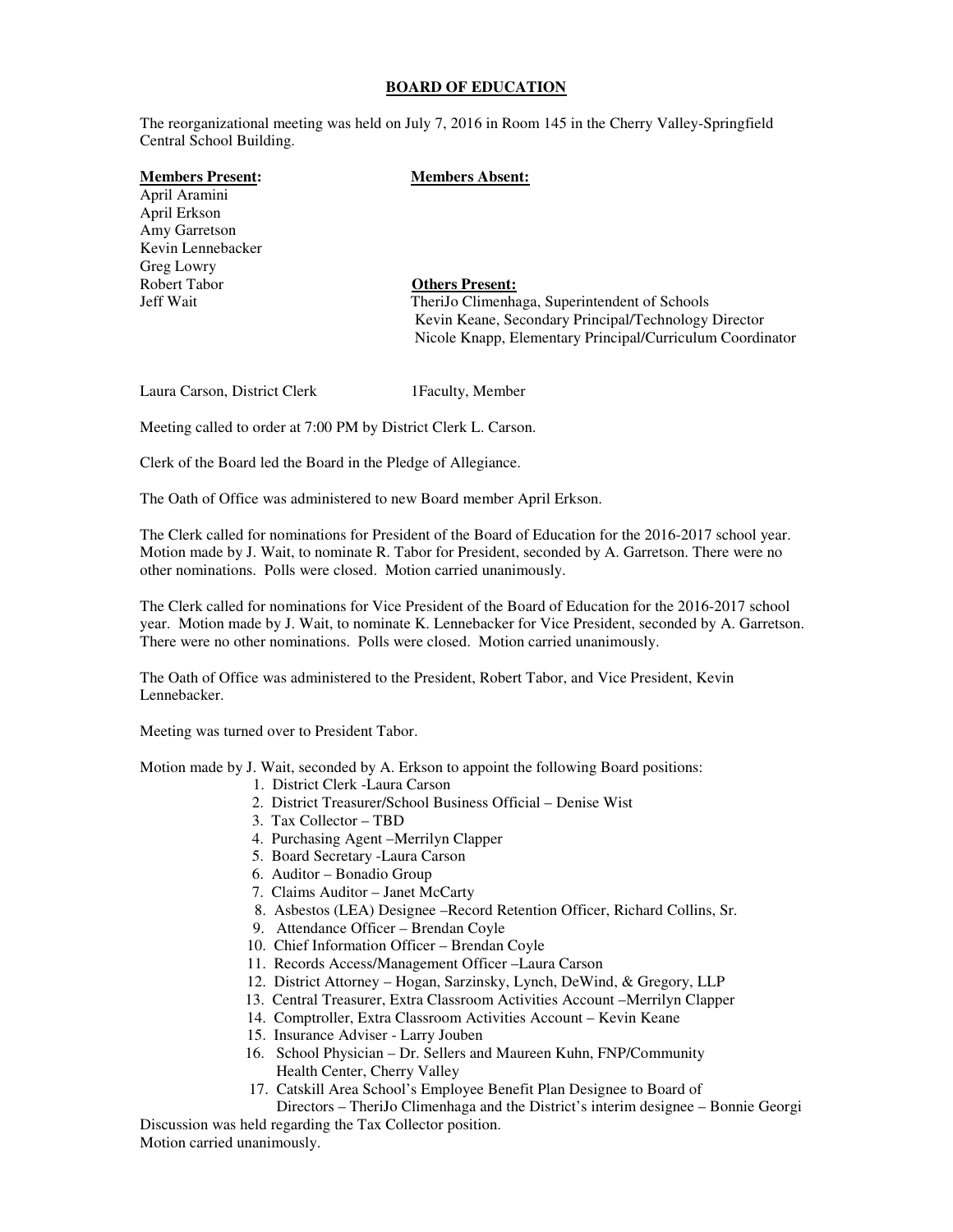**BOARD OF EDUCATION**

The reorganizational meeting was held on July 7, 2016 in Room 145 in the Cherry Valley-Springfield Central School Building.

**Members Present:**

April Aramini
April Erkson
Amy Garretson
Kevin Lennebacker
Greg Lowry
Robert Tabor
Jeff Wait

**Members Absent:**

**Others Present:**

TheriJo Climenhaga, Superintendent of Schools
Kevin Keane, Secondary Principal/Technology Director
Nicole Knapp, Elementary Principal/Curriculum Coordinator

Laura Carson, District Clerk

1Faculty, Member

Meeting called to order at 7:00 PM by District Clerk L. Carson.

Clerk of the Board led the Board in the Pledge of Allegiance.

The Oath of Office was administered to new Board member April Erkson.

The Clerk called for nominations for President of the Board of Education for the 2016-2017 school year. Motion made by J. Wait, to nominate R. Tabor for President, seconded by A. Garretson. There were no other nominations. Polls were closed. Motion carried unanimously.

The Clerk called for nominations for Vice President of the Board of Education for the 2016-2017 school year. Motion made by J. Wait, to nominate K. Lennebacker for Vice President, seconded by A. Garretson. There were no other nominations. Polls were closed. Motion carried unanimously.

The Oath of Office was administered to the President, Robert Tabor, and Vice President, Kevin Lennebacker.

Meeting was turned over to President Tabor.

Motion made by J. Wait, seconded by A. Erkson to appoint the following Board positions:

1. District Clerk -Laura Carson
2. District Treasurer/School Business Official – Denise Wist
3. Tax Collector – TBD
4. Purchasing Agent –Merrilyn Clapper
5. Board Secretary -Laura Carson
6. Auditor – Bonadio Group
7. Claims Auditor – Janet McCarty
8. Asbestos (LEA) Designee –Record Retention Officer, Richard Collins, Sr.
9. Attendance Officer – Brendan Coyle
10. Chief Information Officer – Brendan Coyle
11. Records Access/Management Officer –Laura Carson
12. District Attorney – Hogan, Sarzinsky, Lynch, DeWind, & Gregory, LLP
13. Central Treasurer, Extra Classroom Activities Account –Merrilyn Clapper
14. Comptroller, Extra Classroom Activities Account – Kevin Keane
15. Insurance Adviser - Larry Jouben
16. School Physician – Dr. Sellers and Maureen Kuhn, FNP/Community Health Center, Cherry Valley
17. Catskill Area School's Employee Benefit Plan Designee to Board of Directors – TheriJo Climenhaga and the District's interim designee – Bonnie Georgi

Discussion was held regarding the Tax Collector position.
Motion carried unanimously.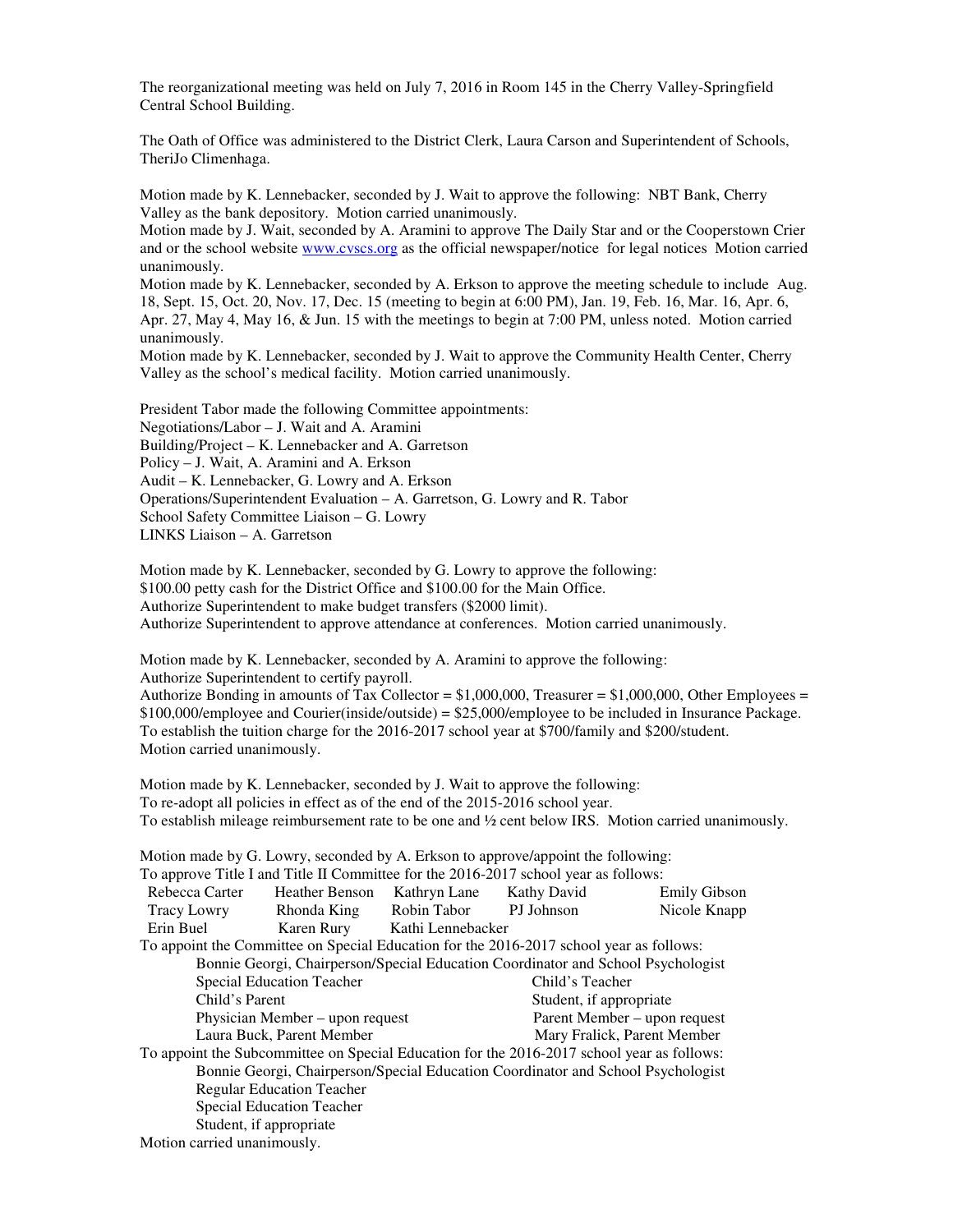The reorganizational meeting was held on July 7, 2016 in Room 145 in the Cherry Valley-Springfield Central School Building.

The Oath of Office was administered to the District Clerk, Laura Carson and Superintendent of Schools, TheriJo Climenhaga.

Motion made by K. Lennebacker, seconded by J. Wait to approve the following: NBT Bank, Cherry Valley as the bank depository. Motion carried unanimously.
Motion made by J. Wait, seconded by A. Aramini to approve The Daily Star and or the Cooperstown Crier and or the school website www.cvscs.org as the official newspaper/notice for legal notices Motion carried unanimously.
Motion made by K. Lennebacker, seconded by A. Erkson to approve the meeting schedule to include Aug. 18, Sept. 15, Oct. 20, Nov. 17, Dec. 15 (meeting to begin at 6:00 PM), Jan. 19, Feb. 16, Mar. 16, Apr. 6, Apr. 27, May 4, May 16, & Jun. 15 with the meetings to begin at 7:00 PM, unless noted. Motion carried unanimously.
Motion made by K. Lennebacker, seconded by J. Wait to approve the Community Health Center, Cherry Valley as the school's medical facility. Motion carried unanimously.

President Tabor made the following Committee appointments:
Negotiations/Labor – J. Wait and A. Aramini
Building/Project – K. Lennebacker and A. Garretson
Policy – J. Wait, A. Aramini and A. Erkson
Audit – K. Lennebacker, G. Lowry and A. Erkson
Operations/Superintendent Evaluation – A. Garretson, G. Lowry and R. Tabor
School Safety Committee Liaison – G. Lowry
LINKS Liaison – A. Garretson

Motion made by K. Lennebacker, seconded by G. Lowry to approve the following:
$100.00 petty cash for the District Office and $100.00 for the Main Office.
Authorize Superintendent to make budget transfers ($2000 limit).
Authorize Superintendent to approve attendance at conferences. Motion carried unanimously.

Motion made by K. Lennebacker, seconded by A. Aramini to approve the following:
Authorize Superintendent to certify payroll.
Authorize Bonding in amounts of Tax Collector = $1,000,000, Treasurer = $1,000,000, Other Employees = $100,000/employee and Courier(inside/outside) = $25,000/employee to be included in Insurance Package.
To establish the tuition charge for the 2016-2017 school year at $700/family and $200/student.
Motion carried unanimously.

Motion made by K. Lennebacker, seconded by J. Wait to approve the following:
To re-adopt all policies in effect as of the end of the 2015-2016 school year.
To establish mileage reimbursement rate to be one and ½ cent below IRS. Motion carried unanimously.

Motion made by G. Lowry, seconded by A. Erkson to approve/appoint the following:
To approve Title I and Title II Committee for the 2016-2017 school year as follows:

| | | | | |
|---|---|---|---|---|
| Rebecca Carter | Heather Benson | Kathryn Lane | Kathy David | Emily Gibson |
| Tracy Lowry | Rhonda King | Robin Tabor | PJ Johnson | Nicole Knapp |
| Erin Buel | Karen Rury | Kathi Lennebacker | | |

To appoint the Committee on Special Education for the 2016-2017 school year as follows:

Bonnie Georgi, Chairperson/Special Education Coordinator and School Psychologist

| | |
|---|---|
| Special Education Teacher | Child's Teacher |
| Child's Parent | Student, if appropriate |
| Physician Member – upon request | Parent Member – upon request |
| Laura Buck, Parent Member | Mary Fralick, Parent Member |

To appoint the Subcommittee on Special Education for the 2016-2017 school year as follows:

Bonnie Georgi, Chairperson/Special Education Coordinator and School Psychologist
Regular Education Teacher
Special Education Teacher
Student, if appropriate

Motion carried unanimously.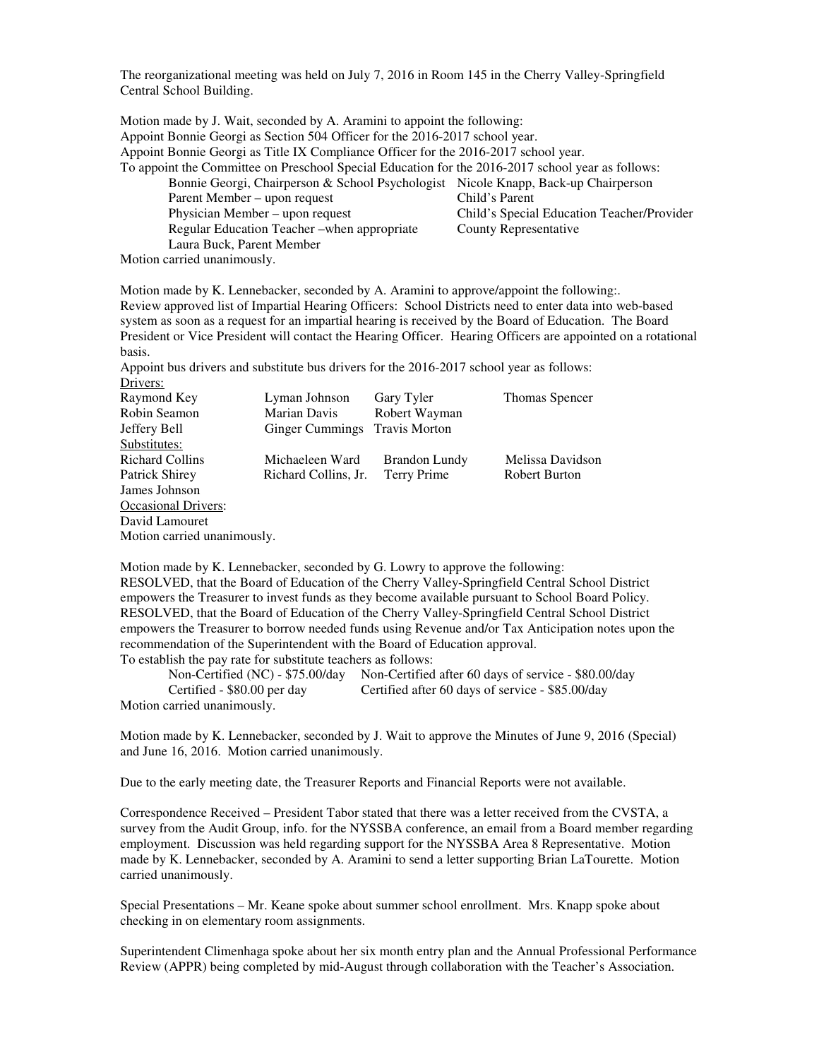The reorganizational meeting was held on July 7, 2016 in Room 145 in the Cherry Valley-Springfield Central School Building.

Motion made by J. Wait, seconded by A. Aramini to appoint the following:
Appoint Bonnie Georgi as Section 504 Officer for the 2016-2017 school year.
Appoint Bonnie Georgi as Title IX Compliance Officer for the 2016-2017 school year.
To appoint the Committee on Preschool Special Education for the 2016-2017 school year as follows:

| | |
|---|---|
| Bonnie Georgi, Chairperson & School Psychologist | Nicole Knapp, Back-up Chairperson |
| Parent Member – upon request | Child's Parent |
| Physician Member – upon request | Child's Special Education Teacher/Provider |
| Regular Education Teacher –when appropriate | County Representative |
| Laura Buck, Parent Member | |

Motion carried unanimously.

Motion made by K. Lennebacker, seconded by A. Aramini to approve/appoint the following:.
Review approved list of Impartial Hearing Officers: School Districts need to enter data into web-based system as soon as a request for an impartial hearing is received by the Board of Education. The Board President or Vice President will contact the Hearing Officer. Hearing Officers are appointed on a rotational basis.
Appoint bus drivers and substitute bus drivers for the 2016-2017 school year as follows:

Drivers:

| | | | |
|---|---|---|---|
| Raymond Key | Lyman Johnson | Gary Tyler | Thomas Spencer |
| Robin Seamon | Marian Davis | Robert Wayman | |
| Jeffery Bell | Ginger Cummings | Travis Morton | |

Substitutes:

| | | | |
|---|---|---|---|
| Richard Collins | Michaeleen Ward | Brandon Lundy | Melissa Davidson |
| Patrick Shirey | Richard Collins, Jr. | Terry Prime | Robert Burton |
| James Johnson | | | |

Occasional Drivers:
David Lamouret
Motion carried unanimously.

Motion made by K. Lennebacker, seconded by G. Lowry to approve the following:
RESOLVED, that the Board of Education of the Cherry Valley-Springfield Central School District empowers the Treasurer to invest funds as they become available pursuant to School Board Policy.
RESOLVED, that the Board of Education of the Cherry Valley-Springfield Central School District empowers the Treasurer to borrow needed funds using Revenue and/or Tax Anticipation notes upon the recommendation of the Superintendent with the Board of Education approval.
To establish the pay rate for substitute teachers as follows:

| | |
|---|---|
| Non-Certified (NC) - $75.00/day | Non-Certified after 60 days of service - $80.00/day |
| Certified - $80.00 per day | Certified after 60 days of service - $85.00/day |

Motion carried unanimously.

Motion made by K. Lennebacker, seconded by J. Wait to approve the Minutes of June 9, 2016 (Special) and June 16, 2016. Motion carried unanimously.

Due to the early meeting date, the Treasurer Reports and Financial Reports were not available.

Correspondence Received – President Tabor stated that there was a letter received from the CVSTA, a survey from the Audit Group, info. for the NYSSBA conference, an email from a Board member regarding employment. Discussion was held regarding support for the NYSSBA Area 8 Representative. Motion made by K. Lennebacker, seconded by A. Aramini to send a letter supporting Brian LaTourette. Motion carried unanimously.

Special Presentations – Mr. Keane spoke about summer school enrollment. Mrs. Knapp spoke about checking in on elementary room assignments.

Superintendent Climenhaga spoke about her six month entry plan and the Annual Professional Performance Review (APPR) being completed by mid-August through collaboration with the Teacher's Association.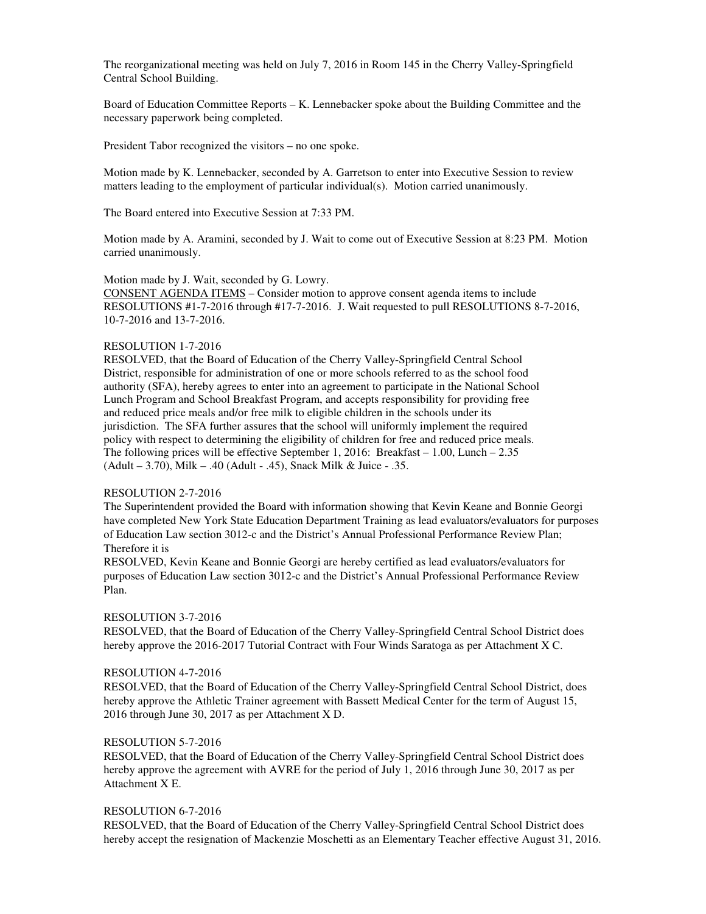The reorganizational meeting was held on July 7, 2016 in Room 145 in the Cherry Valley-Springfield Central School Building.

Board of Education Committee Reports – K. Lennebacker spoke about the Building Committee and the necessary paperwork being completed.

President Tabor recognized the visitors – no one spoke.

Motion made by K. Lennebacker, seconded by A. Garretson to enter into Executive Session to review matters leading to the employment of particular individual(s). Motion carried unanimously.

The Board entered into Executive Session at 7:33 PM.

Motion made by A. Aramini, seconded by J. Wait to come out of Executive Session at 8:23 PM. Motion carried unanimously.

Motion made by J. Wait, seconded by G. Lowry.
CONSENT AGENDA ITEMS – Consider motion to approve consent agenda items to include RESOLUTIONS #1-7-2016 through #17-7-2016. J. Wait requested to pull RESOLUTIONS 8-7-2016, 10-7-2016 and 13-7-2016.

RESOLUTION 1-7-2016
RESOLVED, that the Board of Education of the Cherry Valley-Springfield Central School District, responsible for administration of one or more schools referred to as the school food authority (SFA), hereby agrees to enter into an agreement to participate in the National School Lunch Program and School Breakfast Program, and accepts responsibility for providing free and reduced price meals and/or free milk to eligible children in the schools under its jurisdiction. The SFA further assures that the school will uniformly implement the required policy with respect to determining the eligibility of children for free and reduced price meals. The following prices will be effective September 1, 2016: Breakfast – 1.00, Lunch – 2.35 (Adult – 3.70), Milk – .40 (Adult - .45), Snack Milk & Juice - .35.

RESOLUTION 2-7-2016
The Superintendent provided the Board with information showing that Kevin Keane and Bonnie Georgi have completed New York State Education Department Training as lead evaluators/evaluators for purposes of Education Law section 3012-c and the District's Annual Professional Performance Review Plan; Therefore it is
RESOLVED, Kevin Keane and Bonnie Georgi are hereby certified as lead evaluators/evaluators for purposes of Education Law section 3012-c and the District's Annual Professional Performance Review Plan.

RESOLUTION 3-7-2016
RESOLVED, that the Board of Education of the Cherry Valley-Springfield Central School District does hereby approve the 2016-2017 Tutorial Contract with Four Winds Saratoga as per Attachment X C.

RESOLUTION 4-7-2016
RESOLVED, that the Board of Education of the Cherry Valley-Springfield Central School District, does hereby approve the Athletic Trainer agreement with Bassett Medical Center for the term of August 15, 2016 through June 30, 2017 as per Attachment X D.

RESOLUTION 5-7-2016
RESOLVED, that the Board of Education of the Cherry Valley-Springfield Central School District does hereby approve the agreement with AVRE for the period of July 1, 2016 through June 30, 2017 as per Attachment X E.

RESOLUTION 6-7-2016
RESOLVED, that the Board of Education of the Cherry Valley-Springfield Central School District does hereby accept the resignation of Mackenzie Moschetti as an Elementary Teacher effective August 31, 2016.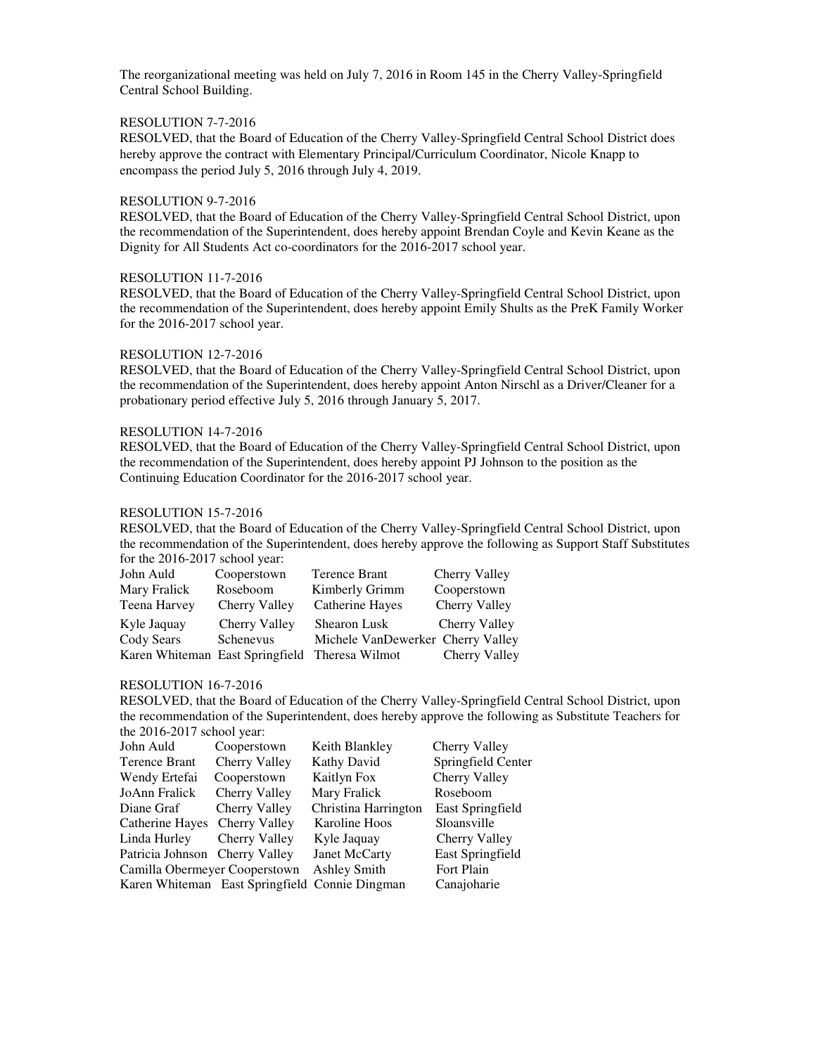The reorganizational meeting was held on July 7, 2016 in Room 145 in the Cherry Valley-Springfield Central School Building.

RESOLUTION 7-7-2016
RESOLVED, that the Board of Education of the Cherry Valley-Springfield Central School District does hereby approve the contract with Elementary Principal/Curriculum Coordinator, Nicole Knapp to encompass the period July 5, 2016 through July 4, 2019.

RESOLUTION 9-7-2016
RESOLVED, that the Board of Education of the Cherry Valley-Springfield Central School District, upon the recommendation of the Superintendent, does hereby appoint Brendan Coyle and Kevin Keane as the Dignity for All Students Act co-coordinators for the 2016-2017 school year.

RESOLUTION 11-7-2016
RESOLVED, that the Board of Education of the Cherry Valley-Springfield Central School District, upon the recommendation of the Superintendent, does hereby appoint Emily Shults as the PreK Family Worker for the 2016-2017 school year.

RESOLUTION 12-7-2016
RESOLVED, that the Board of Education of the Cherry Valley-Springfield Central School District, upon the recommendation of the Superintendent, does hereby appoint Anton Nirschl as a Driver/Cleaner for a probationary period effective July 5, 2016 through January 5, 2017.

RESOLUTION 14-7-2016
RESOLVED, that the Board of Education of the Cherry Valley-Springfield Central School District, upon the recommendation of the Superintendent, does hereby appoint PJ Johnson to the position as the Continuing Education Coordinator for the 2016-2017 school year.

RESOLUTION 15-7-2016
RESOLVED, that the Board of Education of the Cherry Valley-Springfield Central School District, upon the recommendation of the Superintendent, does hereby approve the following as Support Staff Substitutes for the 2016-2017 school year:

| | | | |
|---|---|---|---|
| John Auld | Cooperstown | Terence Brant | Cherry Valley |
| Mary Fralick | Roseboom | Kimberly Grimm | Cooperstown |
| Teena Harvey | Cherry Valley | Catherine Hayes | Cherry Valley |
| Kyle Jaquay | Cherry Valley | Shearon Lusk | Cherry Valley |
| Cody Sears | Schenevus | Michele VanDewerker | Cherry Valley |
| Karen Whiteman | East Springfield | Theresa Wilmot | Cherry Valley |

RESOLUTION 16-7-2016
RESOLVED, that the Board of Education of the Cherry Valley-Springfield Central School District, upon the recommendation of the Superintendent, does hereby approve the following as Substitute Teachers for the 2016-2017 school year:

| | | | |
|---|---|---|---|
| John Auld | Cooperstown | Keith Blankley | Cherry Valley |
| Terence Brant | Cherry Valley | Kathy David | Springfield Center |
| Wendy Ertefai | Cooperstown | Kaitlyn Fox | Cherry Valley |
| JoAnn Fralick | Cherry Valley | Mary Fralick | Roseboom |
| Diane Graf | Cherry Valley | Christina Harrington | East Springfield |
| Catherine Hayes | Cherry Valley | Karoline Hoos | Sloansville |
| Linda Hurley | Cherry Valley | Kyle Jaquay | Cherry Valley |
| Patricia Johnson | Cherry Valley | Janet McCarty | East Springfield |
| Camilla Obermeyer | Cooperstown | Ashley Smith | Fort Plain |
| Karen Whiteman | East Springfield | Connie Dingman | Canajoharie |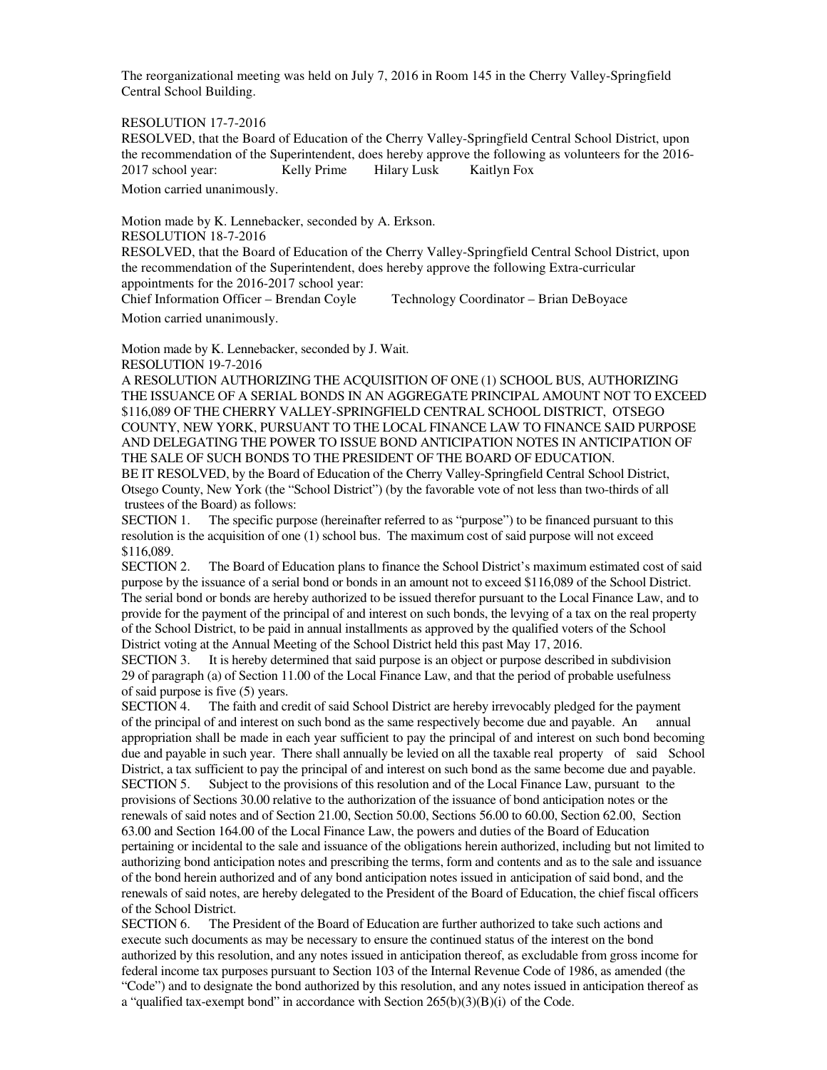The reorganizational meeting was held on July 7, 2016 in Room 145 in the Cherry Valley-Springfield Central School Building.

RESOLUTION 17-7-2016

RESOLVED, that the Board of Education of the Cherry Valley-Springfield Central School District, upon the recommendation of the Superintendent, does hereby approve the following as volunteers for the 2016-2017 school year: Kelly Prime Hilary Lusk Kaitlyn Fox

Motion carried unanimously.

Motion made by K. Lennebacker, seconded by A. Erkson.

RESOLUTION 18-7-2016

RESOLVED, that the Board of Education of the Cherry Valley-Springfield Central School District, upon the recommendation of the Superintendent, does hereby approve the following Extra-curricular appointments for the 2016-2017 school year:

Chief Information Officer – Brendan Coyle Technology Coordinator – Brian DeBoyace

Motion carried unanimously.

Motion made by K. Lennebacker, seconded by J. Wait.

RESOLUTION 19-7-2016

A RESOLUTION AUTHORIZING THE ACQUISITION OF ONE (1) SCHOOL BUS, AUTHORIZING THE ISSUANCE OF A SERIAL BONDS IN AN AGGREGATE PRINCIPAL AMOUNT NOT TO EXCEED $116,089 OF THE CHERRY VALLEY-SPRINGFIELD CENTRAL SCHOOL DISTRICT, OTSEGO COUNTY, NEW YORK, PURSUANT TO THE LOCAL FINANCE LAW TO FINANCE SAID PURPOSE AND DELEGATING THE POWER TO ISSUE BOND ANTICIPATION NOTES IN ANTICIPATION OF THE SALE OF SUCH BONDS TO THE PRESIDENT OF THE BOARD OF EDUCATION.

BE IT RESOLVED, by the Board of Education of the Cherry Valley-Springfield Central School District, Otsego County, New York (the "School District") (by the favorable vote of not less than two-thirds of all trustees of the Board) as follows:

SECTION 1. The specific purpose (hereinafter referred to as "purpose") to be financed pursuant to this resolution is the acquisition of one (1) school bus. The maximum cost of said purpose will not exceed $116,089.

SECTION 2. The Board of Education plans to finance the School District's maximum estimated cost of said purpose by the issuance of a serial bond or bonds in an amount not to exceed $116,089 of the School District. The serial bond or bonds are hereby authorized to be issued therefor pursuant to the Local Finance Law, and to provide for the payment of the principal of and interest on such bonds, the levying of a tax on the real property of the School District, to be paid in annual installments as approved by the qualified voters of the School District voting at the Annual Meeting of the School District held this past May 17, 2016.

SECTION 3. It is hereby determined that said purpose is an object or purpose described in subdivision 29 of paragraph (a) of Section 11.00 of the Local Finance Law, and that the period of probable usefulness of said purpose is five (5) years.

SECTION 4. The faith and credit of said School District are hereby irrevocably pledged for the payment of the principal of and interest on such bond as the same respectively become due and payable. An annual appropriation shall be made in each year sufficient to pay the principal of and interest on such bond becoming due and payable in such year. There shall annually be levied on all the taxable real property of said School District, a tax sufficient to pay the principal of and interest on such bond as the same become due and payable.

SECTION 5. Subject to the provisions of this resolution and of the Local Finance Law, pursuant to the provisions of Sections 30.00 relative to the authorization of the issuance of bond anticipation notes or the renewals of said notes and of Section 21.00, Section 50.00, Sections 56.00 to 60.00, Section 62.00, Section 63.00 and Section 164.00 of the Local Finance Law, the powers and duties of the Board of Education pertaining or incidental to the sale and issuance of the obligations herein authorized, including but not limited to authorizing bond anticipation notes and prescribing the terms, form and contents and as to the sale and issuance of the bond herein authorized and of any bond anticipation notes issued in anticipation of said bond, and the renewals of said notes, are hereby delegated to the President of the Board of Education, the chief fiscal officers of the School District.

SECTION 6. The President of the Board of Education are further authorized to take such actions and execute such documents as may be necessary to ensure the continued status of the interest on the bond authorized by this resolution, and any notes issued in anticipation thereof, as excludable from gross income for federal income tax purposes pursuant to Section 103 of the Internal Revenue Code of 1986, as amended (the "Code") and to designate the bond authorized by this resolution, and any notes issued in anticipation thereof as a "qualified tax-exempt bond" in accordance with Section 265(b)(3)(B)(i) of the Code.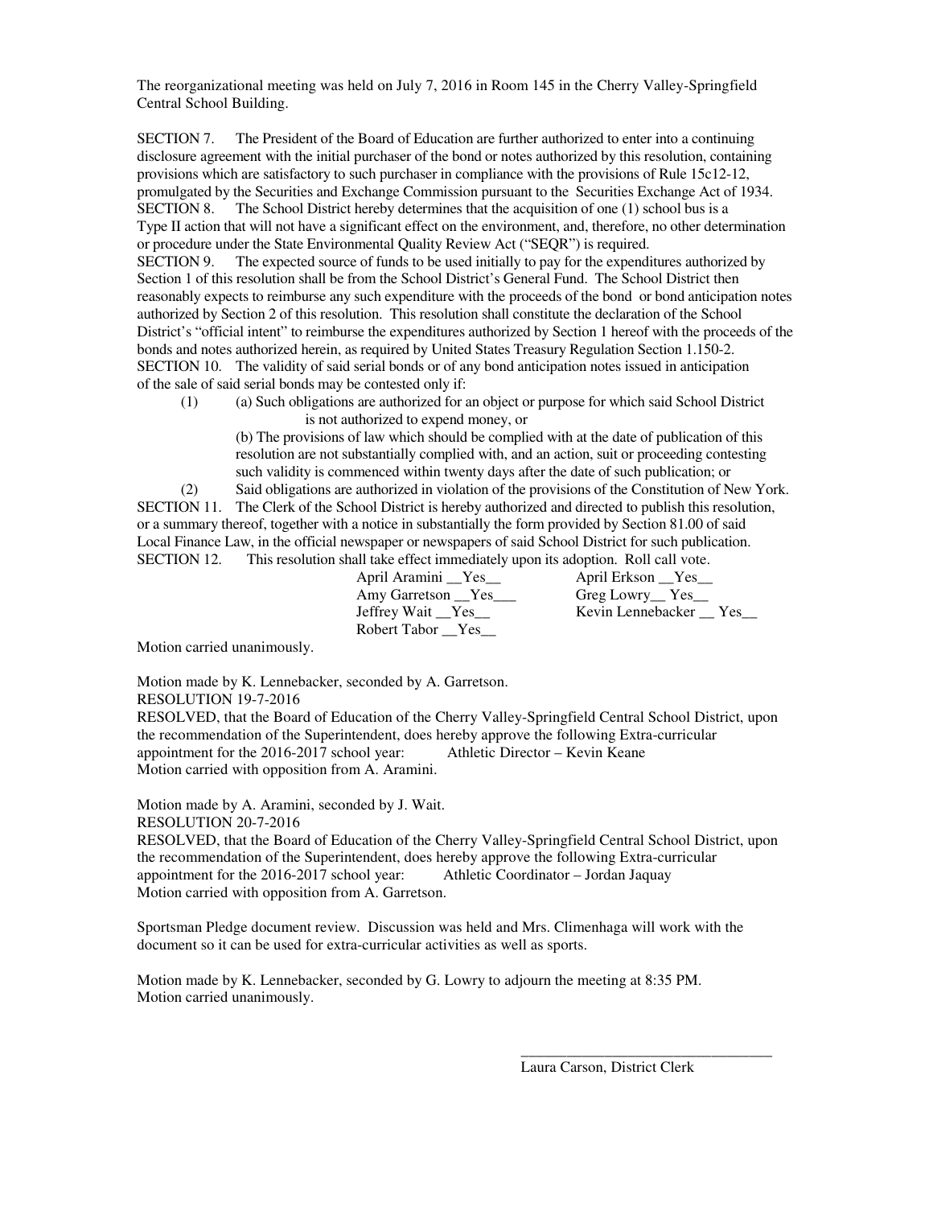The reorganizational meeting was held on July 7, 2016 in Room 145 in the Cherry Valley-Springfield Central School Building.

SECTION 7. The President of the Board of Education are further authorized to enter into a continuing disclosure agreement with the initial purchaser of the bond or notes authorized by this resolution, containing provisions which are satisfactory to such purchaser in compliance with the provisions of Rule 15c12-12, promulgated by the Securities and Exchange Commission pursuant to the Securities Exchange Act of 1934.

SECTION 8. The School District hereby determines that the acquisition of one (1) school bus is a Type II action that will not have a significant effect on the environment, and, therefore, no other determination or procedure under the State Environmental Quality Review Act ("SEQR") is required.

SECTION 9. The expected source of funds to be used initially to pay for the expenditures authorized by Section 1 of this resolution shall be from the School District's General Fund. The School District then reasonably expects to reimburse any such expenditure with the proceeds of the bond or bond anticipation notes authorized by Section 2 of this resolution. This resolution shall constitute the declaration of the School District's "official intent" to reimburse the expenditures authorized by Section 1 hereof with the proceeds of the bonds and notes authorized herein, as required by United States Treasury Regulation Section 1.150-2.

SECTION 10. The validity of said serial bonds or of any bond anticipation notes issued in anticipation of the sale of said serial bonds may be contested only if:

(1) (a) Such obligations are authorized for an object or purpose for which said School District is not authorized to expend money, or

(b) The provisions of law which should be complied with at the date of publication of this resolution are not substantially complied with, and an action, suit or proceeding contesting such validity is commenced within twenty days after the date of such publication; or

(2) Said obligations are authorized in violation of the provisions of the Constitution of New York.

SECTION 11. The Clerk of the School District is hereby authorized and directed to publish this resolution, or a summary thereof, together with a notice in substantially the form provided by Section 81.00 of said Local Finance Law, in the official newspaper or newspapers of said School District for such publication.

SECTION 12. This resolution shall take effect immediately upon its adoption. Roll call vote.

April Aramini __Yes__ April Erkson __Yes__
Amy Garretson __Yes___ Greg Lowry__ Yes__
Jeffrey Wait __Yes__ Kevin Lennebacker __ Yes__
Robert Tabor __Yes__

Motion carried unanimously.

Motion made by K. Lennebacker, seconded by A. Garretson.
RESOLUTION 19-7-2016
RESOLVED, that the Board of Education of the Cherry Valley-Springfield Central School District, upon the recommendation of the Superintendent, does hereby approve the following Extra-curricular appointment for the 2016-2017 school year: Athletic Director – Kevin Keane
Motion carried with opposition from A. Aramini.

Motion made by A. Aramini, seconded by J. Wait.
RESOLUTION 20-7-2016
RESOLVED, that the Board of Education of the Cherry Valley-Springfield Central School District, upon the recommendation of the Superintendent, does hereby approve the following Extra-curricular appointment for the 2016-2017 school year: Athletic Coordinator – Jordan Jaquay
Motion carried with opposition from A. Garretson.

Sportsman Pledge document review. Discussion was held and Mrs. Climenhaga will work with the document so it can be used for extra-curricular activities as well as sports.

Motion made by K. Lennebacker, seconded by G. Lowry to adjourn the meeting at 8:35 PM.
Motion carried unanimously.

_________________________________
Laura Carson, District Clerk